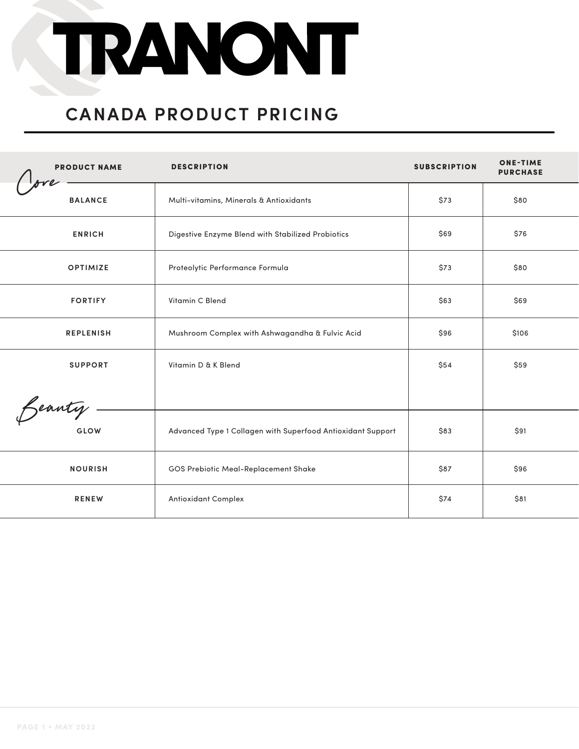# TRANONT

## CANADA PRODUCT PRICING

| PRODUCT NAME | DESCRIPTION | SUBSCRIPTION | ONE-TIME PURCHASE |
|---|---|---|---|
| *Core* | | | |
| BALANCE | Multi-vitamins, Minerals & Antioxidants | $73 | $80 |
| ENRICH | Digestive Enzyme Blend with Stabilized Probiotics | $69 | $76 |
| OPTIMIZE | Proteolytic Performance Formula | $73 | $80 |
| FORTIFY | Vitamin C Blend | $63 | $69 |
| REPLENISH | Mushroom Complex with Ashwagandha & Fulvic Acid | $96 | $106 |
| SUPPORT | Vitamin D & K Blend | $54 | $59 |
| *Beauty* | | | |
| GLOW | Advanced Type 1 Collagen with Superfood Antioxidant Support | $83 | $91 |
| NOURISH | GOS Prebiotic Meal-Replacement Shake | $87 | $96 |
| RENEW | Antioxidant Complex | $74 | $81 |

PAGE 1 • MAY 2022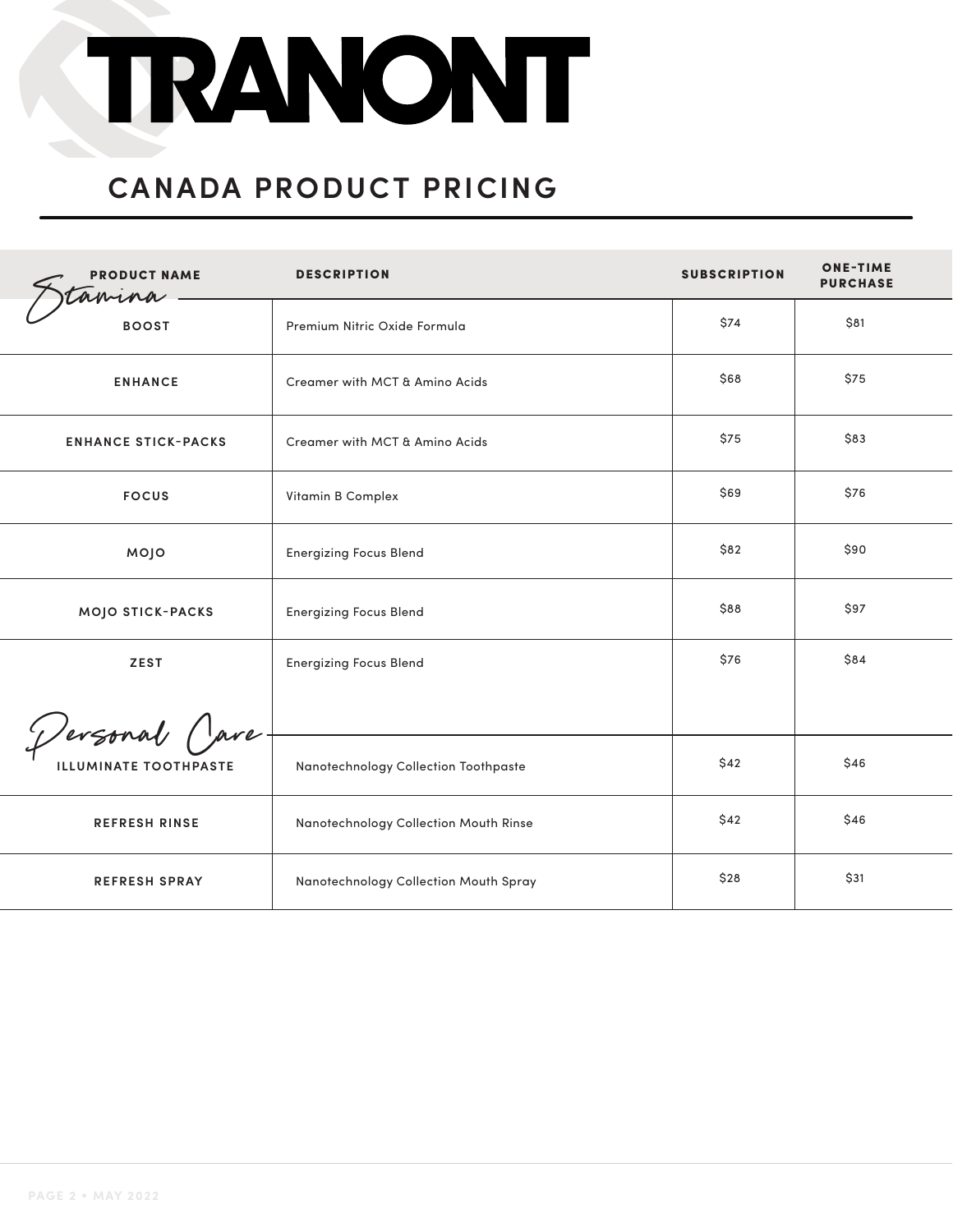# TRANONT

## CANADA PRODUCT PRICING

| PRODUCT NAME | DESCRIPTION | SUBSCRIPTION | ONE-TIME PURCHASE |
|---|---|---|---|
| *Stamina* | | | |
| BOOST | Premium Nitric Oxide Formula | $74 | $81 |
| ENHANCE | Creamer with MCT & Amino Acids | $68 | $75 |
| ENHANCE STICK-PACKS | Creamer with MCT & Amino Acids | $75 | $83 |
| FOCUS | Vitamin B Complex | $69 | $76 |
| MOJO | Energizing Focus Blend | $82 | $90 |
| MOJO STICK-PACKS | Energizing Focus Blend | $88 | $97 |
| ZEST | Energizing Focus Blend | $76 | $84 |
| *Personal Care* | | | |
| ILLUMINATE TOOTHPASTE | Nanotechnology Collection Toothpaste | $42 | $46 |
| REFRESH RINSE | Nanotechnology Collection Mouth Rinse | $42 | $46 |
| REFRESH SPRAY | Nanotechnology Collection Mouth Spray | $28 | $31 |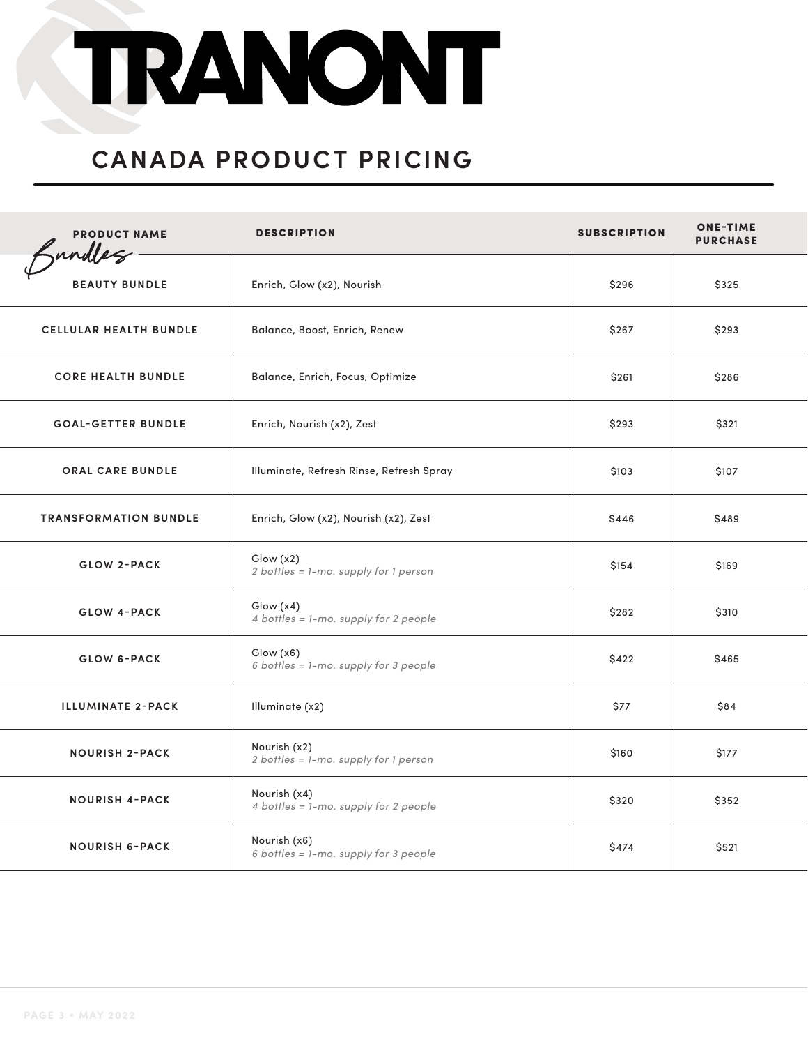# TRANONT

## CANADA PRODUCT PRICING

*Bundles*

| PRODUCT NAME | DESCRIPTION | SUBSCRIPTION | ONE-TIME PURCHASE |
| --- | --- | --- | --- |
| BEAUTY BUNDLE | Enrich, Glow (x2), Nourish | $296 | $325 |
| CELLULAR HEALTH BUNDLE | Balance, Boost, Enrich, Renew | $267 | $293 |
| CORE HEALTH BUNDLE | Balance, Enrich, Focus, Optimize | $261 | $286 |
| GOAL-GETTER BUNDLE | Enrich, Nourish (x2), Zest | $293 | $321 |
| ORAL CARE BUNDLE | Illuminate, Refresh Rinse, Refresh Spray | $103 | $107 |
| TRANSFORMATION BUNDLE | Enrich, Glow (x2), Nourish (x2), Zest | $446 | $489 |
| GLOW 2-PACK | Glow (x2) *2 bottles = 1-mo. supply for 1 person* | $154 | $169 |
| GLOW 4-PACK | Glow (x4) *4 bottles = 1-mo. supply for 2 people* | $282 | $310 |
| GLOW 6-PACK | Glow (x6) *6 bottles = 1-mo. supply for 3 people* | $422 | $465 |
| ILLUMINATE 2-PACK | Illuminate (x2) | $77 | $84 |
| NOURISH 2-PACK | Nourish (x2) *2 bottles = 1-mo. supply for 1 person* | $160 | $177 |
| NOURISH 4-PACK | Nourish (x4) *4 bottles = 1-mo. supply for 2 people* | $320 | $352 |
| NOURISH 6-PACK | Nourish (x6) *6 bottles = 1-mo. supply for 3 people* | $474 | $521 |